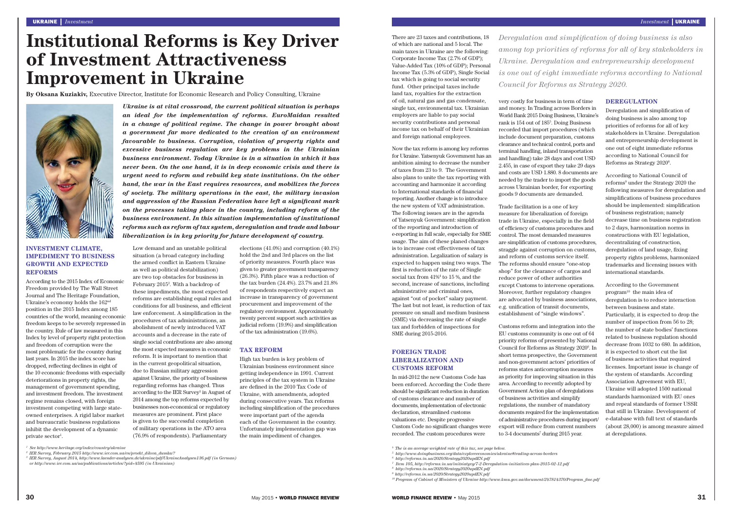# Institutional Reforms is Key Driver of Investment Attractiveness Improvement in Ukraine

**By Oksana Kuziakiv,** Executive Director, Institute for Economic Research and Policy Consulting, Ukraine

***Ukraine is at vital crossroad, the current political situation is perhaps an ideal for the implementation of reforms. EuroMaidan resulted in a change of political regime. The change in power brought about a government far more dedicated to the creation of an environment favourable to business. Corruption, violation of property rights and excessive business regulation are key problems in the Ukrainian business environment. Today Ukraine is in a situation in which it has never been. On the one hand, it is in deep economic crisis and there is urgent need to reform and rebuild key state institutions. On the other hand, the war in the East requires resources, and mobilizes the forces of society. The military operations in the east, the military invasion and aggression of the Russian Federation have left a significant mark on the processes taking place in the country, including reform of the business environment. In this situation implementation of institutional reforms such as reform of tax system, deregulation and trade and labour liberalization is in key priority for future development of country.***

## INVESTMENT CLIMATE, IMPEDIMENT TO BUSINESS GROWTH AND EXPECTED REFORMS

According to the 2015 Index of Economic Freedom provided by The Wall Street Journal and The Heritage Foundation, Ukraine's economy holds the 162nd position in the 2015 Index among 185 countries of the world, meaning economic freedom keeps to be severely repressed in the country. Rule of law measured in this Index by level of property right protection and freedom of corruption were the most problematic for the country during last years. In 2015 the index score has dropped, reflecting declines in eight of the 10 economic freedoms with especially deteriorations in property rights, the management of government spending, and investment freedom. The investment regime remains closed, with foreign investment competing with large state-owned enterprises. A rigid labor market and bureaucratic business regulations inhibit the development of a dynamic private sector[1].

Low demand and an unstable political situation (a broad category including the armed conflict in Eastern Ukraine as well as political destabilization) are two top obstacles for business in February 2015[2]. With a backdrop of these impediments, the most expected reforms are establishing equal rules and conditions for all business, and efficient law enforcement. A simplification in the procedures of tax administrations, an abolishment of newly introduced VAT accounts and a decrease in the rate of single social contributions are also among the most expected measures in economic reform. It is important to mention that in the current geopolitical situation, due to Russian military aggression against Ukraine, the priority of business regarding reforms has changed. Thus according to the IER Survey[3] in August of 2014 among the top reforms expected by businesses non-economical or regulatory measures are prominent. First place is given to the successful completion of military operations in the ATO area (76.9% of respondents). Parliamentary elections (41.0%) and corruption (40.1%) hold the 2nd and 3rd places on the list of priority measures. Fourth place was given to greater government transparency (26.3%). Fifth place was a reduction of the tax burden (24.4%). 23.7% and 21.8% of respondents respectively expect an increase in transparency of government procurement and improvement of the regulatory environment. Approximately twenty percent support such activities as judicial reform (19.9%) and simplification of the tax administration (19.6%).

## TAX REFORM

High tax burden is key problem of Ukrainian business environment since getting independence in 1991. Current principles of the tax system in Ukraine are defined in the 2010 Tax Code of Ukraine, with amendments, adopted during consecutive years. Tax reforms including simplification of the procedures were important part of the agenda each of the Government in the country. Unfortunately implementation gap was the main impediment of changes.

There are 23 taxes and contributions, 18 of which are national and 5 local. The main taxes in Ukraine are the following: Corporate Income Tax (2.7% of GDP); Value-Added Tax (10% of GDP); Personal Income Tax (5.3% of GDP), Single Social tax which is going to social security fund. Other principal taxes include land tax, royalties for the extraction of oil, natural gas and gas condensate, single tax, environmental tax. Ukrainian employers are liable to pay social security contributions and personal income tax on behalf of their Ukrainian and foreign national employees.

Now the tax reform is among key reforms for Ukraine. Yatsenyuk Government has an ambition aiming to decrease the number of taxes from 23 to 9. The Government also plans to unite the tax reporting with accounting and harmonize it according to International standards of financial reporting. Another change is to introduce the new system of VAT administration. The following issues are in the agenda of Yatsenyuk Government: simplification of the reporting and introduction of e-reporting in full scale, especially for SME usage. The aim of these planed changes is to increase cost effectiveness of tax administration. Legalization of salary is expected to happen using two ways. The first is reduction of the rate of Single social tax from 41%[4] to 15 %, and the second, increase of sanctions, including administrative and criminal ones, against "out of pocket" salary payment. The last but not least, is reduction of tax pressure on small and medium business (SME) via decreasing the rate of single tax and forbidden of inspections for SME during 2015-2016.

## FOREIGN TRADE LIBERALIZATION AND CUSTOMS REFORM

In mid-2012 the new Customs Code has been enforced. According the Code there should be significant reduction in duration of customs clearance and number of documents, implementation of electronic declaration, streamlined customs valuations etc. Despite progressive Custom Code no significant changes were recorded. The custom procedures were very costly for business in term of time and money. In Trading across Borders in World Bank 2015 Doing Business, Ukraine's rank is 154 out of 185[5]. Doing Business recorded that import procedures (which include document preparation, customs clearance and technical control, ports and terminal handling, inland transportation and handling) take 28 days and cost USD 2.455, in case of export they take 29 days and costs are USD 1.880. 8 documents are needed by the trader to import the goods across Ukrainian border, for exporting goods 9 documents are demanded.

Trade facilitation is a one of key measure for liberalization of foreign trade in Ukraine, especially in the field of efficiency of customs procedures and control. The most demanded measures are simplification of customs procedures, straggle against corruption on customs, and reform of customs service itself. The reforms should ensure "one-stop shop" for the clearance of cargos and reduce power of other authorities except Customs to intervene operations. Moreover, further regulatory changes are advocated by business associations, e.g. unification of transit documents, establishment of "single windows".

Customs reform and integration into the EU customs community is one out of 64 priority reforms of presented by National Council for Reforms as Strategy 2020[6]. In short terms prospective, the Government and non-government actors' priorities of reforms states anticorruption measures as priority for improving situation in this area. According to recently adopted by Government Action plan of deregulations of business activities and simplify regulations, the number of mandatory documents required for the implementation of administrative procedures during import/export will reduce from current numbers to 3-4 documents[7] during 2015 year.

*Deregulation and simplification of doing business is also among top priorities of reforms for all of key stakeholders in Ukraine. Deregulation and entrepreneurship development is one out of eight immediate reforms according to National Council for Reforms as Strategy 2020.*

## DEREGULATION

Deregulation and simplification of doing business is also among top priorities of reforms for all of key stakeholders in Ukraine. Deregulation and entrepreneurship development is one out of eight immediate reforms according to National Council for Reforms as Strategy 2020[8].

According to National Council of reforms[9] under the Strategy 2020 the following measures for deregulation and simplifications of business procedures should be implemented: simplification of business registration; namely decrease time on business registration to 2 days, harmonization norms in constructions with EU legislation, decentralizing of construction, deregulation of land usage, fixing property rights problems, harmonized trademarks and licensing issues with international standards.

According to the Government program[10] the main idea of deregulation is to reduce interaction between business and state. Particularly, it is expected to drop the number of inspection from 56 to 28; the number of state bodies' functions related to business regulation should decrease from 1032 to 680. In addition, it is expected to short cut the list of business activities that required licenses. Important issue is change of the system of standards. According Association Agreement with EU, Ukraine will adopted 1500 national standards harmonized with EU ones and repeal standards of former USSR that still in Ukraine. Development of e-database with full text of standards (about 28,000) is among measure aimed at deregulations.

---

[1] See http://www.heritage.org/index/country/ukraine

[2] IER Survey, February 2015 http://www.ier.com.ua/en/proekt_dilova_dumka/?

[3] IER Survey, August 2014, http://www.laender-analysen.de/ukraine/pdf/UkraineAnalysen136.pdf (in German) or http://www.ier.com.ua/ua/publications/articles/?pid=4595 (in Ukrainian)

[4] The is an average weighted rate of this tax, see page below.

[5] http://www.doingbusiness.org/data/exploreeconomies/ukraine#trading-across-borders

[6] http://reforms.in.ua/2020/Strategy2020updEN.pdf

[7] Item 105, http://reforms.in.ua/initsiatyvy/7-2-Deregulation-initiatives-plan-2015-02-12.pdf

[8] http://reforms.in.ua/2020/Strategy2020updEN.pdf

[9] http://reforms.in.ua/2020/Strategy2020updEN.pdf

[10] Program of Cabinet of Ministers of Ukraine http://www.kmu.gov.ua/document/247814370/Program_fine.pdf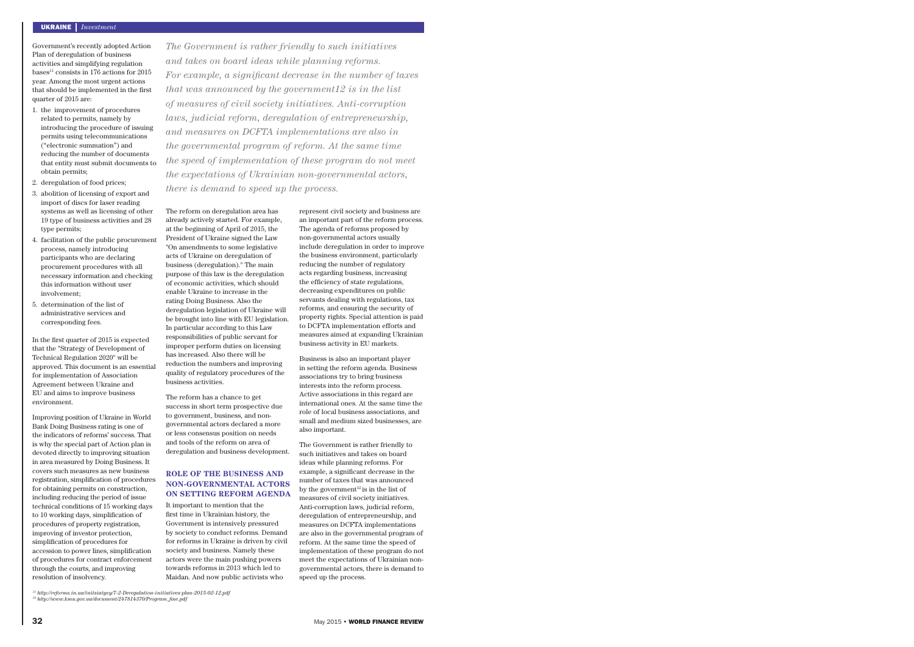Government's recently adopted Action Plan of deregulation of business activities and simplifying regulation bases[11] consists in 176 actions for 2015 year. Among the most urgent actions that should be implemented in the first quarter of 2015 are:

1. the improvement of procedures related to permits, namely by introducing the procedure of issuing permits using telecommunications ("electronic summation") and reducing the number of documents that entity must submit documents to obtain permits;
2. deregulation of food prices;
3. abolition of licensing of export and import of discs for laser reading systems as well as licensing of other 19 type of business activities and 28 type permits;
4. facilitation of the public procurement process, namely introducing participants who are declaring procurement procedures with all necessary information and checking this information without user involvement;
5. determination of the list of administrative services and corresponding fees.

In the first quarter of 2015 is expected that the "Strategy of Development of Technical Regulation 2020" will be approved. This document is an essential for implementation of Association Agreement between Ukraine and EU and aims to improve business environment.

Improving position of Ukraine in World Bank Doing Business rating is one of the indicators of reforms' success. That is why the special part of Action plan is devoted directly to improving situation in area measured by Doing Business. It covers such measures as new business registration, simplification of procedures for obtaining permits on construction, including reducing the period of issue technical conditions of 15 working days to 10 working days, simplification of procedures of property registration, improving of investor protection, simplification of procedures for accession to power lines, simplification of procedures for contract enforcement through the courts, and improving resolution of insolvency.

*The Government is rather friendly to such initiatives and takes on board ideas while planning reforms. For example, a significant decrease in the number of taxes that was announced by the government12 is in the list of measures of civil society initiatives. Anti-corruption laws, judicial reform, deregulation of entrepreneurship, and measures on DCFTA implementations are also in the governmental program of reform. At the same time the speed of implementation of these program do not meet the expectations of Ukrainian non-governmental actors, there is demand to speed up the process.*

The reform on deregulation area has already actively started. For example, at the beginning of April of 2015, the President of Ukraine signed the Law "On amendments to some legislative acts of Ukraine on deregulation of business (deregulation)." The main purpose of this law is the deregulation of economic activities, which should enable Ukraine to increase in the rating Doing Business. Also the deregulation legislation of Ukraine will be brought into line with EU legislation. In particular according to this Law responsibilities of public servant for improper perform duties on licensing has increased. Also there will be reduction the numbers and improving quality of regulatory procedures of the business activities.

The reform has a chance to get success in short term prospective due to government, business, and non-governmental actors declared a more or less consensus position on needs and tools of the reform on area of deregulation and business development.

## ROLE OF THE BUSINESS AND NON-GOVERNMENTAL ACTORS ON SETTING REFORM AGENDA

It important to mention that the first time in Ukrainian history, the Government is intensively pressured by society to conduct reforms. Demand for reforms in Ukraine is driven by civil society and business. Namely these actors were the main pushing powers towards reforms in 2013 which led to Maidan. And now public activists who represent civil society and business are an important part of the reform process. The agenda of reforms proposed by non-governmental actors usually include deregulation in order to improve the business environment, particularly reducing the number of regulatory acts regarding business, increasing the efficiency of state regulations, decreasing expenditures on public servants dealing with regulations, tax reforms, and ensuring the security of property rights. Special attention is paid to DCFTA implementation efforts and measures aimed at expanding Ukrainian business activity in EU markets.

Business is also an important player in setting the reform agenda. Business associations try to bring business interests into the reform process. Active associations in this regard are international ones. At the same time the role of local business associations, and small and medium sized businesses, are also important.

The Government is rather friendly to such initiatives and takes on board ideas while planning reforms. For example, a significant decrease in the number of taxes that was announced by the government[12] is in the list of measures of civil society initiatives. Anti-corruption laws, judicial reform, deregulation of entrepreneurship, and measures on DCFTA implementations are also in the governmental program of reform. At the same time the speed of implementation of these program do not meet the expectations of Ukrainian non-governmental actors, there is demand to speed up the process.

[11] http://reforms.in.ua/initsiatyvy/7-2-Deregulation-initiatives-plan-2015-02-12.pdf
[12] http://www.kmu.gov.ua/document/247814370/Program_fine.pdf